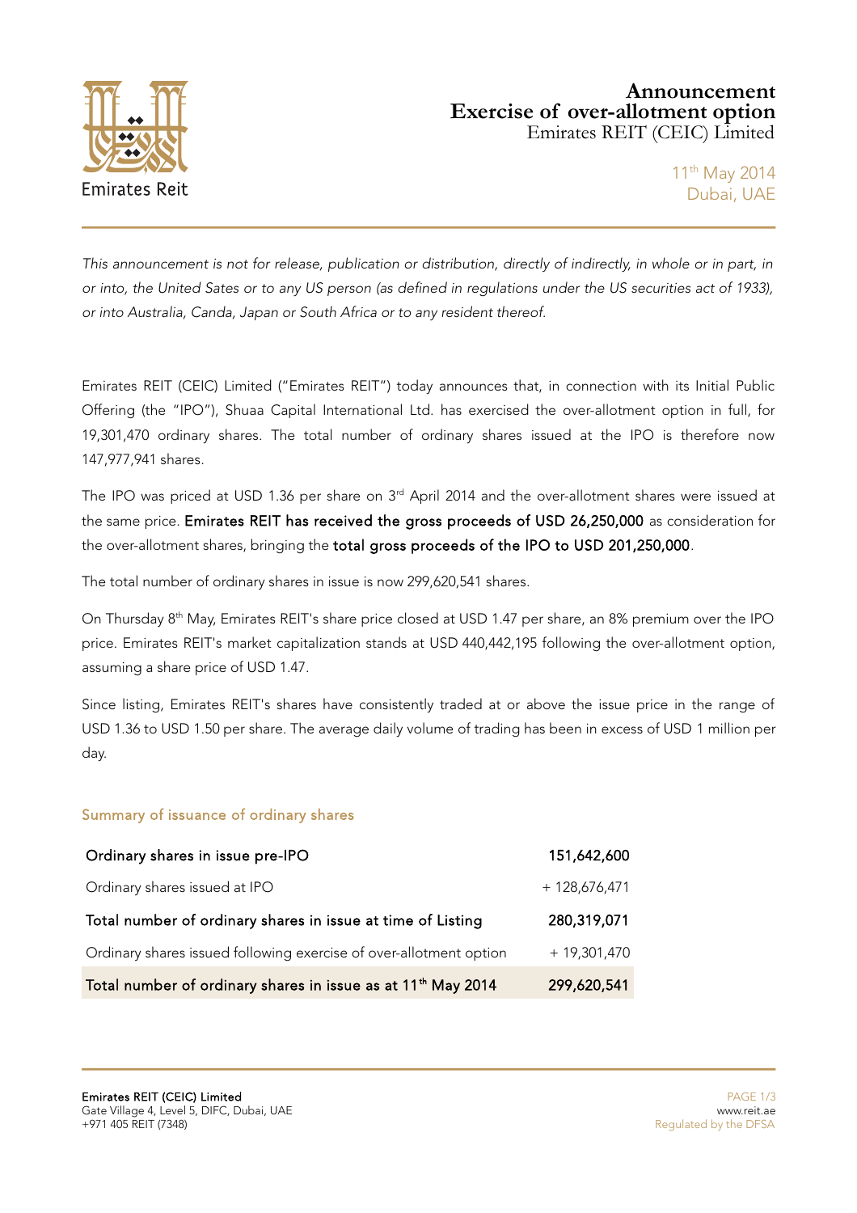# Announcement
## Exercise of over-allotment option
Emirates REIT (CEIC) Limited

11th May 2014
Dubai, UAE

*This announcement is not for release, publication or distribution, directly of indirectly, in whole or in part, in or into, the United Sates or to any US person (as defined in regulations under the US securities act of 1933), or into Australia, Canda, Japan or South Africa or to any resident thereof.*

Emirates REIT (CEIC) Limited ("Emirates REIT") today announces that, in connection with its Initial Public Offering (the "IPO"), Shuaa Capital International Ltd. has exercised the over-allotment option in full, for 19,301,470 ordinary shares. The total number of ordinary shares issued at the IPO is therefore now 147,977,941 shares.

The IPO was priced at USD 1.36 per share on 3rd April 2014 and the over-allotment shares were issued at the same price. **Emirates REIT has received the gross proceeds of USD 26,250,000** as consideration for the over-allotment shares, bringing the **total gross proceeds of the IPO to USD 201,250,000**.

The total number of ordinary shares in issue is now 299,620,541 shares.

On Thursday 8th May, Emirates REIT's share price closed at USD 1.47 per share, an 8% premium over the IPO price. Emirates REIT's market capitalization stands at USD 440,442,195 following the over-allotment option, assuming a share price of USD 1.47.

Since listing, Emirates REIT's shares have consistently traded at or above the issue price in the range of USD 1.36 to USD 1.50 per share. The average daily volume of trading has been in excess of USD 1 million per day.

## Summary of issuance of ordinary shares

| | |
|---|---|
| **Ordinary shares in issue pre-IPO** | **151,642,600** |
| Ordinary shares issued at IPO | + 128,676,471 |
| **Total number of ordinary shares in issue at time of Listing** | **280,319,071** |
| Ordinary shares issued following exercise of over-allotment option | + 19,301,470 |
| **Total number of ordinary shares in issue as at 11th May 2014** | **299,620,541** |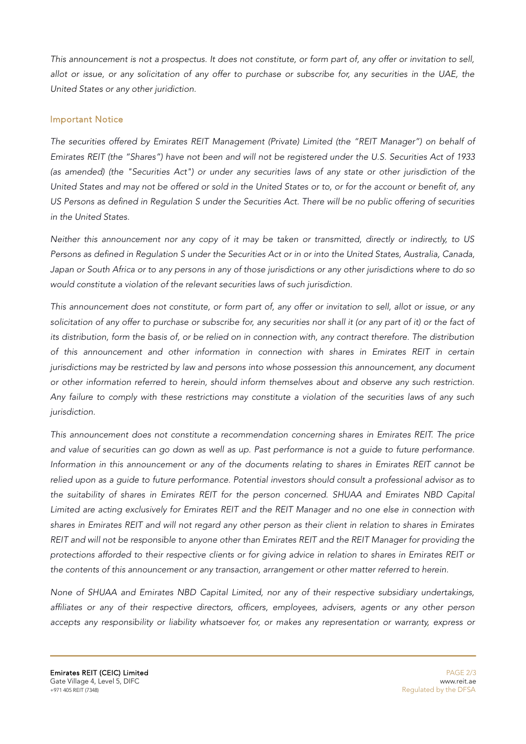*This announcement is not a prospectus. It does not constitute, or form part of, any offer or invitation to sell, allot or issue, or any solicitation of any offer to purchase or subscribe for, any securities in the UAE, the United States or any other juridiction.*

## Important Notice

*The securities offered by Emirates REIT Management (Private) Limited (the "REIT Manager") on behalf of Emirates REIT (the "Shares") have not been and will not be registered under the U.S. Securities Act of 1933 (as amended) (the "Securities Act") or under any securities laws of any state or other jurisdiction of the United States and may not be offered or sold in the United States or to, or for the account or benefit of, any US Persons as defined in Regulation S under the Securities Act. There will be no public offering of securities in the United States.*

*Neither this announcement nor any copy of it may be taken or transmitted, directly or indirectly, to US Persons as defined in Regulation S under the Securities Act or in or into the United States, Australia, Canada, Japan or South Africa or to any persons in any of those jurisdictions or any other jurisdictions where to do so would constitute a violation of the relevant securities laws of such jurisdiction.*

*This announcement does not constitute, or form part of, any offer or invitation to sell, allot or issue, or any solicitation of any offer to purchase or subscribe for, any securities nor shall it (or any part of it) or the fact of its distribution, form the basis of, or be relied on in connection with, any contract therefore. The distribution of this announcement and other information in connection with shares in Emirates REIT in certain jurisdictions may be restricted by law and persons into whose possession this announcement, any document or other information referred to herein, should inform themselves about and observe any such restriction. Any failure to comply with these restrictions may constitute a violation of the securities laws of any such jurisdiction.*

*This announcement does not constitute a recommendation concerning shares in Emirates REIT. The price and value of securities can go down as well as up. Past performance is not a guide to future performance. Information in this announcement or any of the documents relating to shares in Emirates REIT cannot be relied upon as a guide to future performance. Potential investors should consult a professional advisor as to the suitability of shares in Emirates REIT for the person concerned. SHUAA and Emirates NBD Capital Limited are acting exclusively for Emirates REIT and the REIT Manager and no one else in connection with shares in Emirates REIT and will not regard any other person as their client in relation to shares in Emirates REIT and will not be responsible to anyone other than Emirates REIT and the REIT Manager for providing the protections afforded to their respective clients or for giving advice in relation to shares in Emirates REIT or the contents of this announcement or any transaction, arrangement or other matter referred to herein.*

*None of SHUAA and Emirates NBD Capital Limited, nor any of their respective subsidiary undertakings, affiliates or any of their respective directors, officers, employees, advisers, agents or any other person accepts any responsibility or liability whatsoever for, or makes any representation or warranty, express or*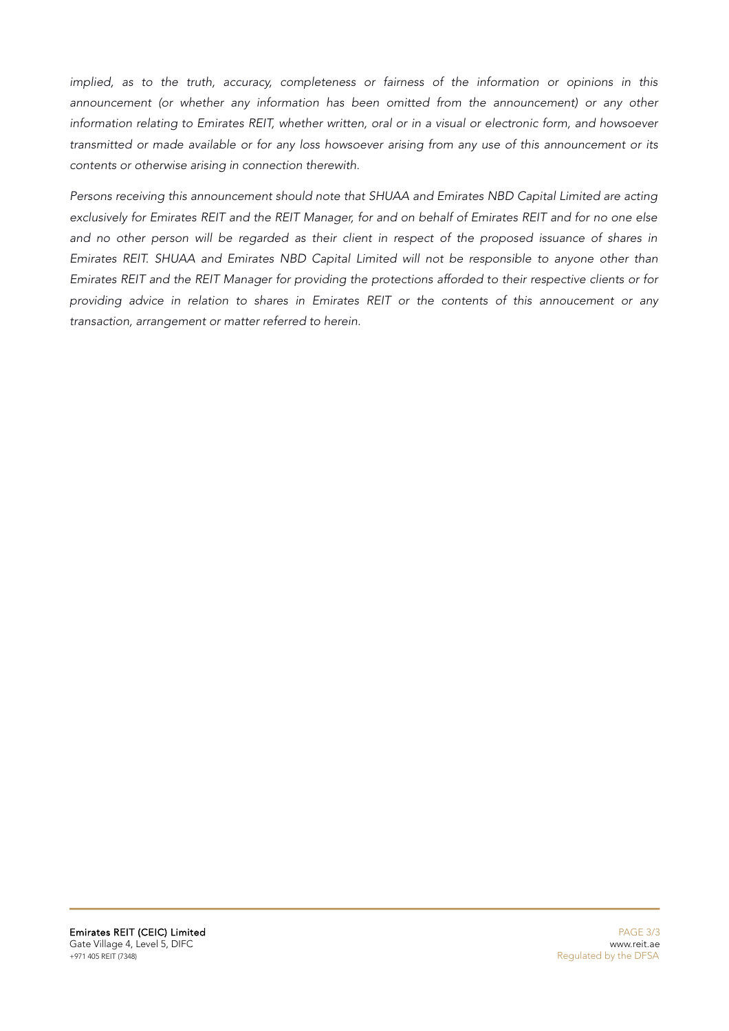*implied, as to the truth, accuracy, completeness or fairness of the information or opinions in this announcement (or whether any information has been omitted from the announcement) or any other information relating to Emirates REIT, whether written, oral or in a visual or electronic form, and howsoever transmitted or made available or for any loss howsoever arising from any use of this announcement or its contents or otherwise arising in connection therewith.*

*Persons receiving this announcement should note that SHUAA and Emirates NBD Capital Limited are acting exclusively for Emirates REIT and the REIT Manager, for and on behalf of Emirates REIT and for no one else and no other person will be regarded as their client in respect of the proposed issuance of shares in Emirates REIT. SHUAA and Emirates NBD Capital Limited will not be responsible to anyone other than Emirates REIT and the REIT Manager for providing the protections afforded to their respective clients or for providing advice in relation to shares in Emirates REIT or the contents of this annoucement or any transaction, arrangement or matter referred to herein.*